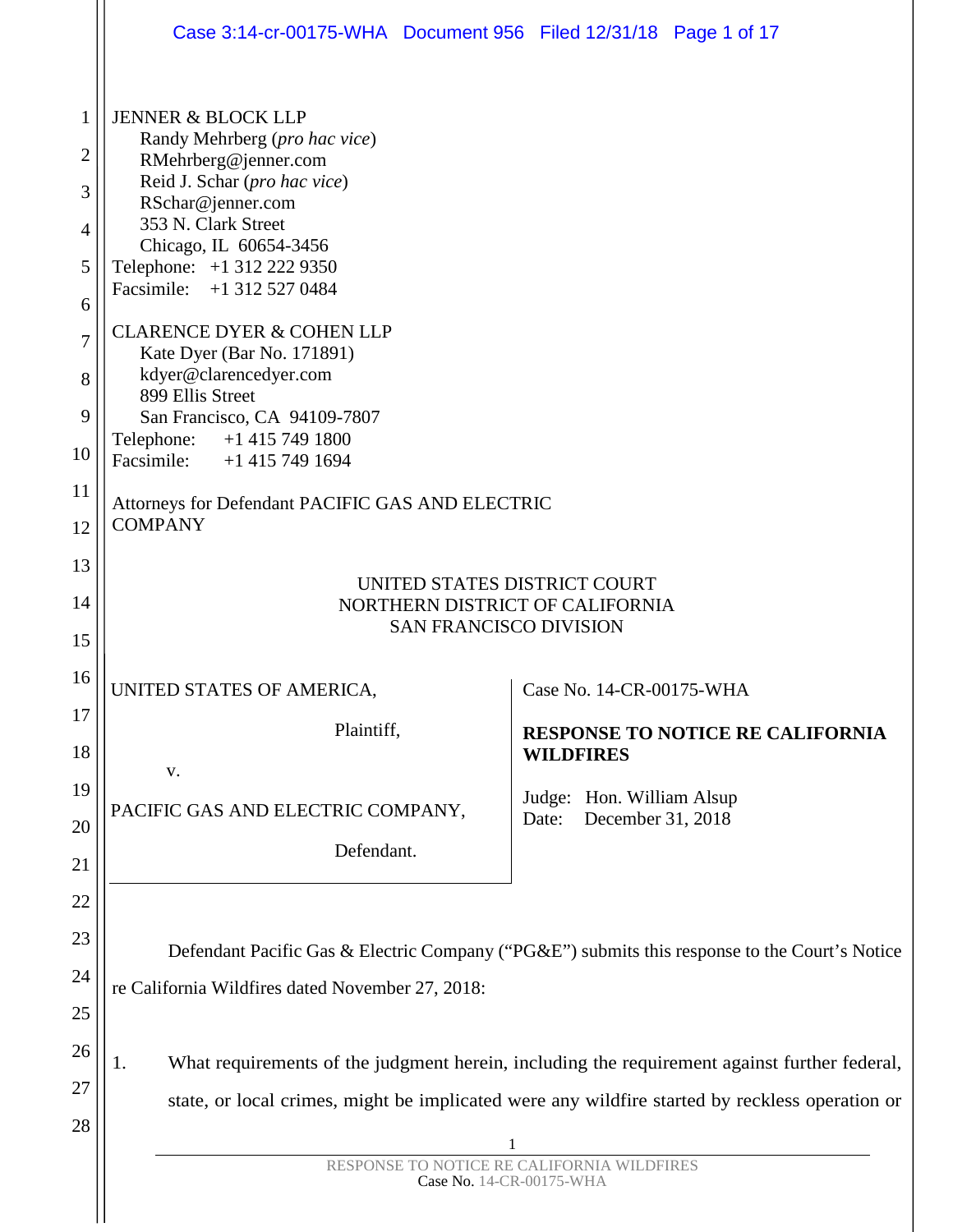JENNER & BLOCK LLP
Randy Mehrberg (*pro hac vice*)
RMehrberg@jenner.com
Reid J. Schar (*pro hac vice*)
RSchar@jenner.com
353 N. Clark Street
Chicago, IL 60654-3456
Telephone: +1 312 222 9350
Facsimile: +1 312 527 0484

CLARENCE DYER & COHEN LLP
Kate Dyer (Bar No. 171891)
kdyer@clarencedyer.com
899 Ellis Street
San Francisco, CA 94109-7807
Telephone: +1 415 749 1800
Facsimile: +1 415 749 1694

Attorneys for Defendant PACIFIC GAS AND ELECTRIC COMPANY

UNITED STATES DISTRICT COURT
NORTHERN DISTRICT OF CALIFORNIA
SAN FRANCISCO DIVISION

UNITED STATES OF AMERICA,

Plaintiff,

v.

PACIFIC GAS AND ELECTRIC COMPANY,

Defendant.

Case No. 14-CR-00175-WHA

**RESPONSE TO NOTICE RE CALIFORNIA WILDFIRES**

Judge: Hon. William Alsup
Date: December 31, 2018

Defendant Pacific Gas & Electric Company ("PG&E") submits this response to the Court's Notice re California Wildfires dated November 27, 2018:

1. What requirements of the judgment herein, including the requirement against further federal, state, or local crimes, might be implicated were any wildfire started by reckless operation or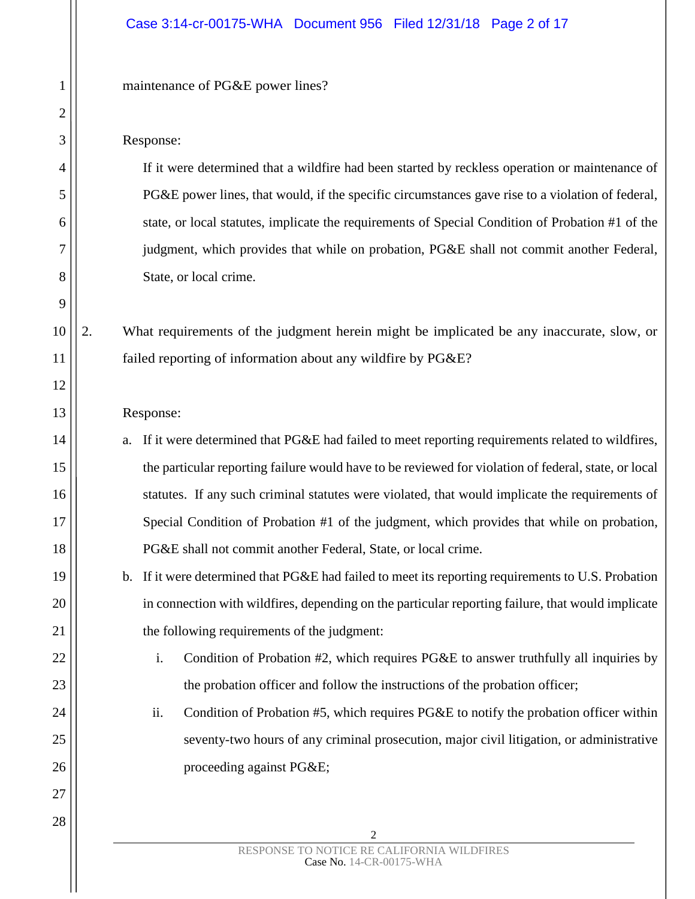maintenance of PG&E power lines?

Response:

If it were determined that a wildfire had been started by reckless operation or maintenance of PG&E power lines, that would, if the specific circumstances gave rise to a violation of federal, state, or local statutes, implicate the requirements of Special Condition of Probation #1 of the judgment, which provides that while on probation, PG&E shall not commit another Federal, State, or local crime.

2. What requirements of the judgment herein might be implicated be any inaccurate, slow, or failed reporting of information about any wildfire by PG&E?

Response:

a. If it were determined that PG&E had failed to meet reporting requirements related to wildfires, the particular reporting failure would have to be reviewed for violation of federal, state, or local statutes. If any such criminal statutes were violated, that would implicate the requirements of Special Condition of Probation #1 of the judgment, which provides that while on probation, PG&E shall not commit another Federal, State, or local crime.

b. If it were determined that PG&E had failed to meet its reporting requirements to U.S. Probation in connection with wildfires, depending on the particular reporting failure, that would implicate the following requirements of the judgment:

   i. Condition of Probation #2, which requires PG&E to answer truthfully all inquiries by the probation officer and follow the instructions of the probation officer;

   ii. Condition of Probation #5, which requires PG&E to notify the probation officer within seventy-two hours of any criminal prosecution, major civil litigation, or administrative proceeding against PG&E;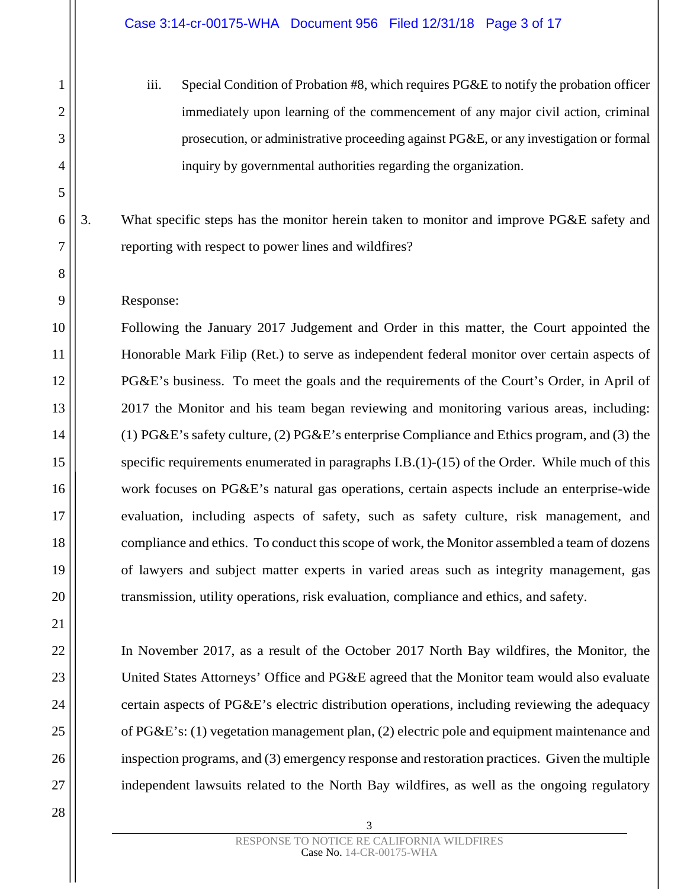iii. Special Condition of Probation #8, which requires PG&E to notify the probation officer immediately upon learning of the commencement of any major civil action, criminal prosecution, or administrative proceeding against PG&E, or any investigation or formal inquiry by governmental authorities regarding the organization.

3. What specific steps has the monitor herein taken to monitor and improve PG&E safety and reporting with respect to power lines and wildfires?

Response:

Following the January 2017 Judgement and Order in this matter, the Court appointed the Honorable Mark Filip (Ret.) to serve as independent federal monitor over certain aspects of PG&E's business. To meet the goals and the requirements of the Court's Order, in April of 2017 the Monitor and his team began reviewing and monitoring various areas, including: (1) PG&E's safety culture, (2) PG&E's enterprise Compliance and Ethics program, and (3) the specific requirements enumerated in paragraphs I.B.(1)-(15) of the Order. While much of this work focuses on PG&E's natural gas operations, certain aspects include an enterprise-wide evaluation, including aspects of safety, such as safety culture, risk management, and compliance and ethics. To conduct this scope of work, the Monitor assembled a team of dozens of lawyers and subject matter experts in varied areas such as integrity management, gas transmission, utility operations, risk evaluation, compliance and ethics, and safety.

In November 2017, as a result of the October 2017 North Bay wildfires, the Monitor, the United States Attorneys' Office and PG&E agreed that the Monitor team would also evaluate certain aspects of PG&E's electric distribution operations, including reviewing the adequacy of PG&E's: (1) vegetation management plan, (2) electric pole and equipment maintenance and inspection programs, and (3) emergency response and restoration practices. Given the multiple independent lawsuits related to the North Bay wildfires, as well as the ongoing regulatory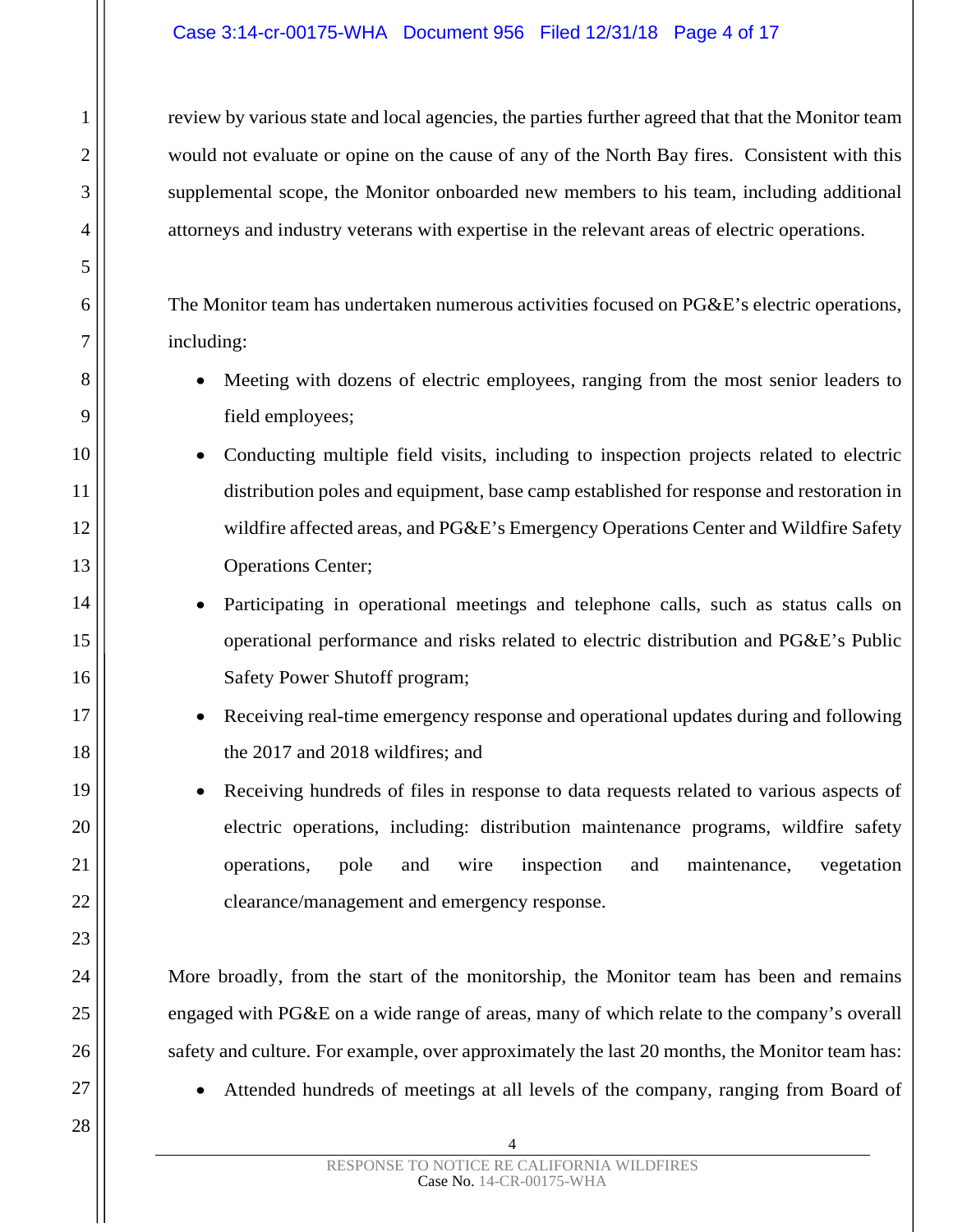review by various state and local agencies, the parties further agreed that that the Monitor team would not evaluate or opine on the cause of any of the North Bay fires. Consistent with this supplemental scope, the Monitor onboarded new members to his team, including additional attorneys and industry veterans with expertise in the relevant areas of electric operations.

The Monitor team has undertaken numerous activities focused on PG&E's electric operations, including:

- Meeting with dozens of electric employees, ranging from the most senior leaders to field employees;
- Conducting multiple field visits, including to inspection projects related to electric distribution poles and equipment, base camp established for response and restoration in wildfire affected areas, and PG&E's Emergency Operations Center and Wildfire Safety Operations Center;
- Participating in operational meetings and telephone calls, such as status calls on operational performance and risks related to electric distribution and PG&E's Public Safety Power Shutoff program;
- Receiving real-time emergency response and operational updates during and following the 2017 and 2018 wildfires; and
- Receiving hundreds of files in response to data requests related to various aspects of electric operations, including: distribution maintenance programs, wildfire safety operations, pole and wire inspection and maintenance, vegetation clearance/management and emergency response.

More broadly, from the start of the monitorship, the Monitor team has been and remains engaged with PG&E on a wide range of areas, many of which relate to the company's overall safety and culture. For example, over approximately the last 20 months, the Monitor team has:

- Attended hundreds of meetings at all levels of the company, ranging from Board of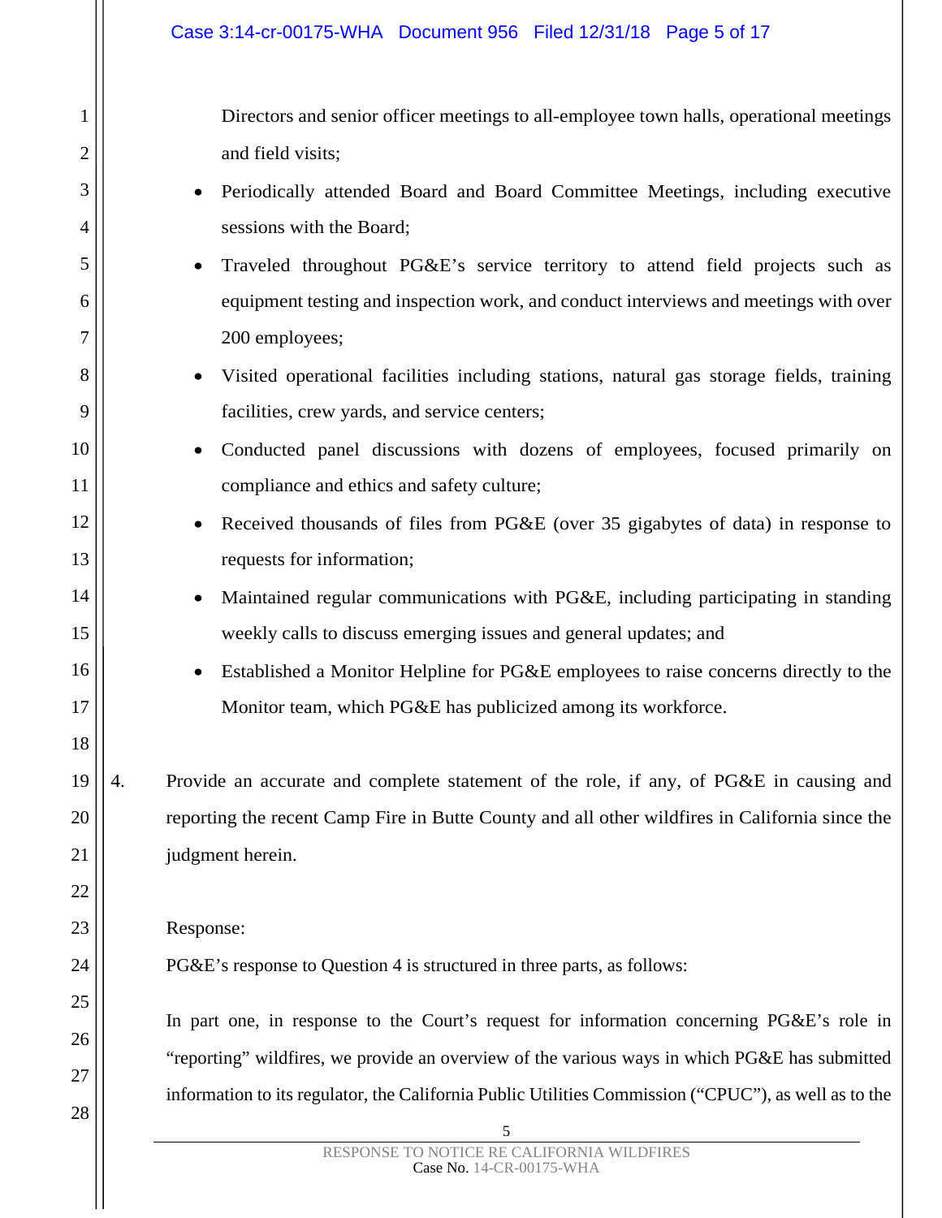Directors and senior officer meetings to all-employee town halls, operational meetings and field visits;

- Periodically attended Board and Board Committee Meetings, including executive sessions with the Board;
- Traveled throughout PG&E's service territory to attend field projects such as equipment testing and inspection work, and conduct interviews and meetings with over 200 employees;
- Visited operational facilities including stations, natural gas storage fields, training facilities, crew yards, and service centers;
- Conducted panel discussions with dozens of employees, focused primarily on compliance and ethics and safety culture;
- Received thousands of files from PG&E (over 35 gigabytes of data) in response to requests for information;
- Maintained regular communications with PG&E, including participating in standing weekly calls to discuss emerging issues and general updates; and
- Established a Monitor Helpline for PG&E employees to raise concerns directly to the Monitor team, which PG&E has publicized among its workforce.

4. Provide an accurate and complete statement of the role, if any, of PG&E in causing and reporting the recent Camp Fire in Butte County and all other wildfires in California since the judgment herein.

Response:

PG&E's response to Question 4 is structured in three parts, as follows:

In part one, in response to the Court's request for information concerning PG&E's role in "reporting" wildfires, we provide an overview of the various ways in which PG&E has submitted information to its regulator, the California Public Utilities Commission ("CPUC"), as well as to the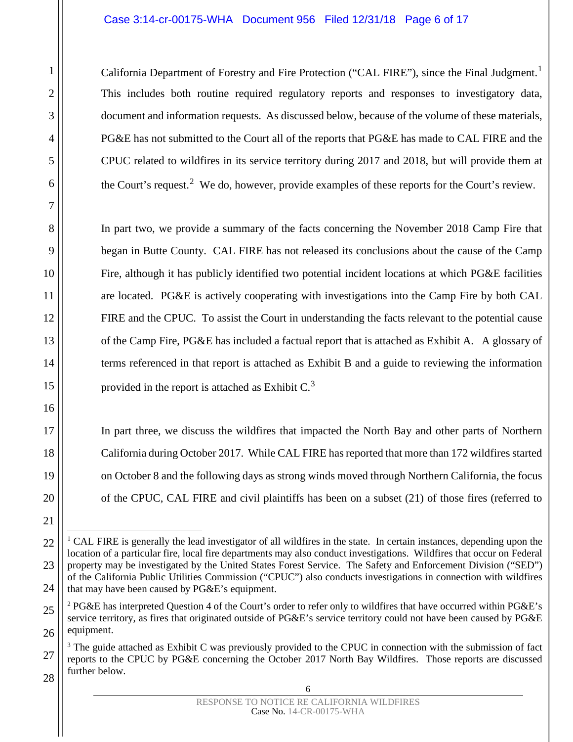California Department of Forestry and Fire Protection ("CAL FIRE"), since the Final Judgment.[1] This includes both routine required regulatory reports and responses to investigatory data, document and information requests. As discussed below, because of the volume of these materials, PG&E has not submitted to the Court all of the reports that PG&E has made to CAL FIRE and the CPUC related to wildfires in its service territory during 2017 and 2018, but will provide them at the Court's request.[2] We do, however, provide examples of these reports for the Court's review.

In part two, we provide a summary of the facts concerning the November 2018 Camp Fire that began in Butte County. CAL FIRE has not released its conclusions about the cause of the Camp Fire, although it has publicly identified two potential incident locations at which PG&E facilities are located. PG&E is actively cooperating with investigations into the Camp Fire by both CAL FIRE and the CPUC. To assist the Court in understanding the facts relevant to the potential cause of the Camp Fire, PG&E has included a factual report that is attached as Exhibit A. A glossary of terms referenced in that report is attached as Exhibit B and a guide to reviewing the information provided in the report is attached as Exhibit C.[3]

In part three, we discuss the wildfires that impacted the North Bay and other parts of Northern California during October 2017. While CAL FIRE has reported that more than 172 wildfires started on October 8 and the following days as strong winds moved through Northern California, the focus of the CPUC, CAL FIRE and civil plaintiffs has been on a subset (21) of those fires (referred to

---

[1] CAL FIRE is generally the lead investigator of all wildfires in the state. In certain instances, depending upon the location of a particular fire, local fire departments may also conduct investigations. Wildfires that occur on Federal property may be investigated by the United States Forest Service. The Safety and Enforcement Division ("SED") of the California Public Utilities Commission ("CPUC") also conducts investigations in connection with wildfires that may have been caused by PG&E's equipment.

[2] PG&E has interpreted Question 4 of the Court's order to refer only to wildfires that have occurred within PG&E's service territory, as fires that originated outside of PG&E's service territory could not have been caused by PG&E equipment.

[3] The guide attached as Exhibit C was previously provided to the CPUC in connection with the submission of fact reports to the CPUC by PG&E concerning the October 2017 North Bay Wildfires. Those reports are discussed further below.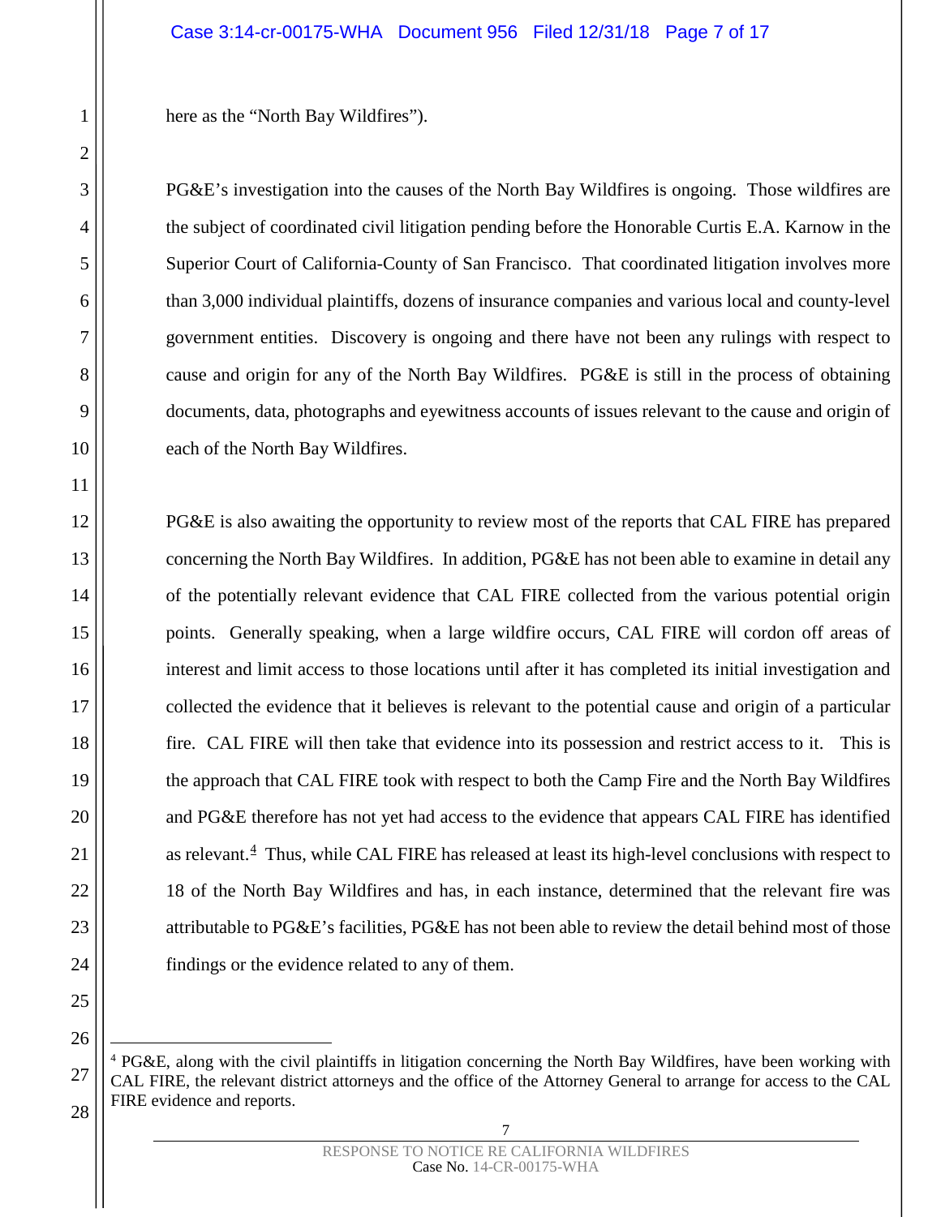here as the "North Bay Wildfires").

PG&E's investigation into the causes of the North Bay Wildfires is ongoing. Those wildfires are the subject of coordinated civil litigation pending before the Honorable Curtis E.A. Karnow in the Superior Court of California-County of San Francisco. That coordinated litigation involves more than 3,000 individual plaintiffs, dozens of insurance companies and various local and county-level government entities. Discovery is ongoing and there have not been any rulings with respect to cause and origin for any of the North Bay Wildfires. PG&E is still in the process of obtaining documents, data, photographs and eyewitness accounts of issues relevant to the cause and origin of each of the North Bay Wildfires.

PG&E is also awaiting the opportunity to review most of the reports that CAL FIRE has prepared concerning the North Bay Wildfires. In addition, PG&E has not been able to examine in detail any of the potentially relevant evidence that CAL FIRE collected from the various potential origin points. Generally speaking, when a large wildfire occurs, CAL FIRE will cordon off areas of interest and limit access to those locations until after it has completed its initial investigation and collected the evidence that it believes is relevant to the potential cause and origin of a particular fire. CAL FIRE will then take that evidence into its possession and restrict access to it. This is the approach that CAL FIRE took with respect to both the Camp Fire and the North Bay Wildfires and PG&E therefore has not yet had access to the evidence that appears CAL FIRE has identified as relevant.[4] Thus, while CAL FIRE has released at least its high-level conclusions with respect to 18 of the North Bay Wildfires and has, in each instance, determined that the relevant fire was attributable to PG&E's facilities, PG&E has not been able to review the detail behind most of those findings or the evidence related to any of them.

---

[4] PG&E, along with the civil plaintiffs in litigation concerning the North Bay Wildfires, have been working with CAL FIRE, the relevant district attorneys and the office of the Attorney General to arrange for access to the CAL FIRE evidence and reports.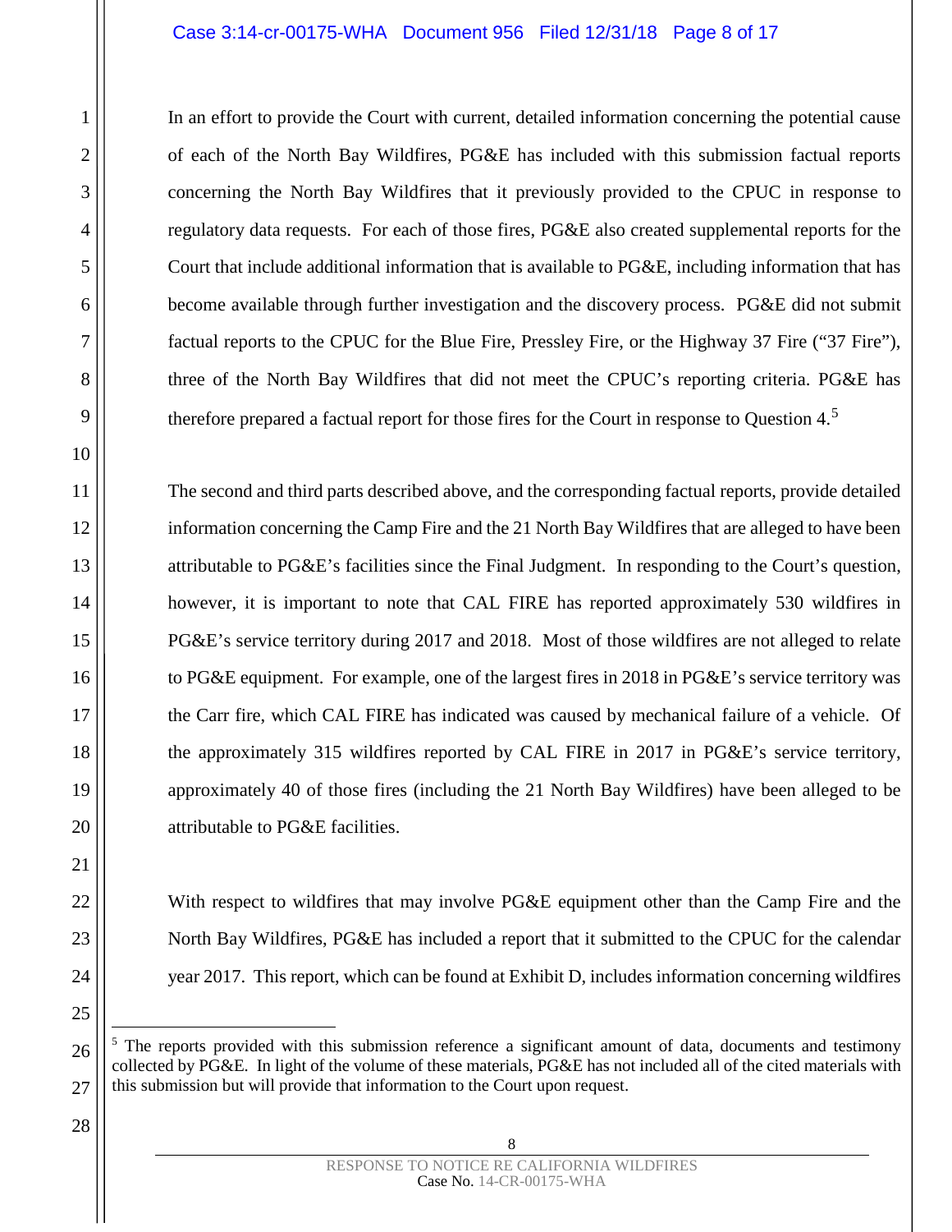In an effort to provide the Court with current, detailed information concerning the potential cause of each of the North Bay Wildfires, PG&E has included with this submission factual reports concerning the North Bay Wildfires that it previously provided to the CPUC in response to regulatory data requests. For each of those fires, PG&E also created supplemental reports for the Court that include additional information that is available to PG&E, including information that has become available through further investigation and the discovery process. PG&E did not submit factual reports to the CPUC for the Blue Fire, Pressley Fire, or the Highway 37 Fire ("37 Fire"), three of the North Bay Wildfires that did not meet the CPUC's reporting criteria. PG&E has therefore prepared a factual report for those fires for the Court in response to Question 4.[5]

The second and third parts described above, and the corresponding factual reports, provide detailed information concerning the Camp Fire and the 21 North Bay Wildfires that are alleged to have been attributable to PG&E's facilities since the Final Judgment. In responding to the Court's question, however, it is important to note that CAL FIRE has reported approximately 530 wildfires in PG&E's service territory during 2017 and 2018. Most of those wildfires are not alleged to relate to PG&E equipment. For example, one of the largest fires in 2018 in PG&E's service territory was the Carr fire, which CAL FIRE has indicated was caused by mechanical failure of a vehicle. Of the approximately 315 wildfires reported by CAL FIRE in 2017 in PG&E's service territory, approximately 40 of those fires (including the 21 North Bay Wildfires) have been alleged to be attributable to PG&E facilities.

With respect to wildfires that may involve PG&E equipment other than the Camp Fire and the North Bay Wildfires, PG&E has included a report that it submitted to the CPUC for the calendar year 2017. This report, which can be found at Exhibit D, includes information concerning wildfires

[5] The reports provided with this submission reference a significant amount of data, documents and testimony collected by PG&E. In light of the volume of these materials, PG&E has not included all of the cited materials with this submission but will provide that information to the Court upon request.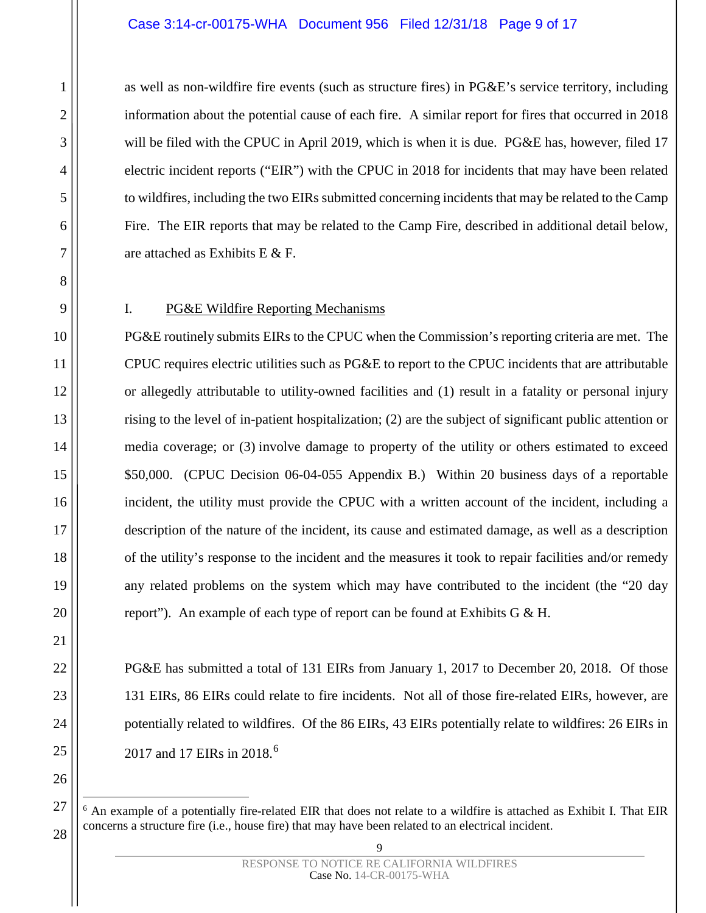as well as non-wildfire fire events (such as structure fires) in PG&E's service territory, including information about the potential cause of each fire. A similar report for fires that occurred in 2018 will be filed with the CPUC in April 2019, which is when it is due. PG&E has, however, filed 17 electric incident reports ("EIR") with the CPUC in 2018 for incidents that may have been related to wildfires, including the two EIRs submitted concerning incidents that may be related to the Camp Fire. The EIR reports that may be related to the Camp Fire, described in additional detail below, are attached as Exhibits E & F.

## I. PG&E Wildfire Reporting Mechanisms

PG&E routinely submits EIRs to the CPUC when the Commission's reporting criteria are met. The CPUC requires electric utilities such as PG&E to report to the CPUC incidents that are attributable or allegedly attributable to utility-owned facilities and (1) result in a fatality or personal injury rising to the level of in-patient hospitalization; (2) are the subject of significant public attention or media coverage; or (3) involve damage to property of the utility or others estimated to exceed $50,000. (CPUC Decision 06-04-055 Appendix B.) Within 20 business days of a reportable incident, the utility must provide the CPUC with a written account of the incident, including a description of the nature of the incident, its cause and estimated damage, as well as a description of the utility's response to the incident and the measures it took to repair facilities and/or remedy any related problems on the system which may have contributed to the incident (the "20 day report"). An example of each type of report can be found at Exhibits G & H.

PG&E has submitted a total of 131 EIRs from January 1, 2017 to December 20, 2018. Of those 131 EIRs, 86 EIRs could relate to fire incidents. Not all of those fire-related EIRs, however, are potentially related to wildfires. Of the 86 EIRs, 43 EIRs potentially relate to wildfires: 26 EIRs in 2017 and 17 EIRs in 2018.[6]

---

[6] An example of a potentially fire-related EIR that does not relate to a wildfire is attached as Exhibit I. That EIR concerns a structure fire (i.e., house fire) that may have been related to an electrical incident.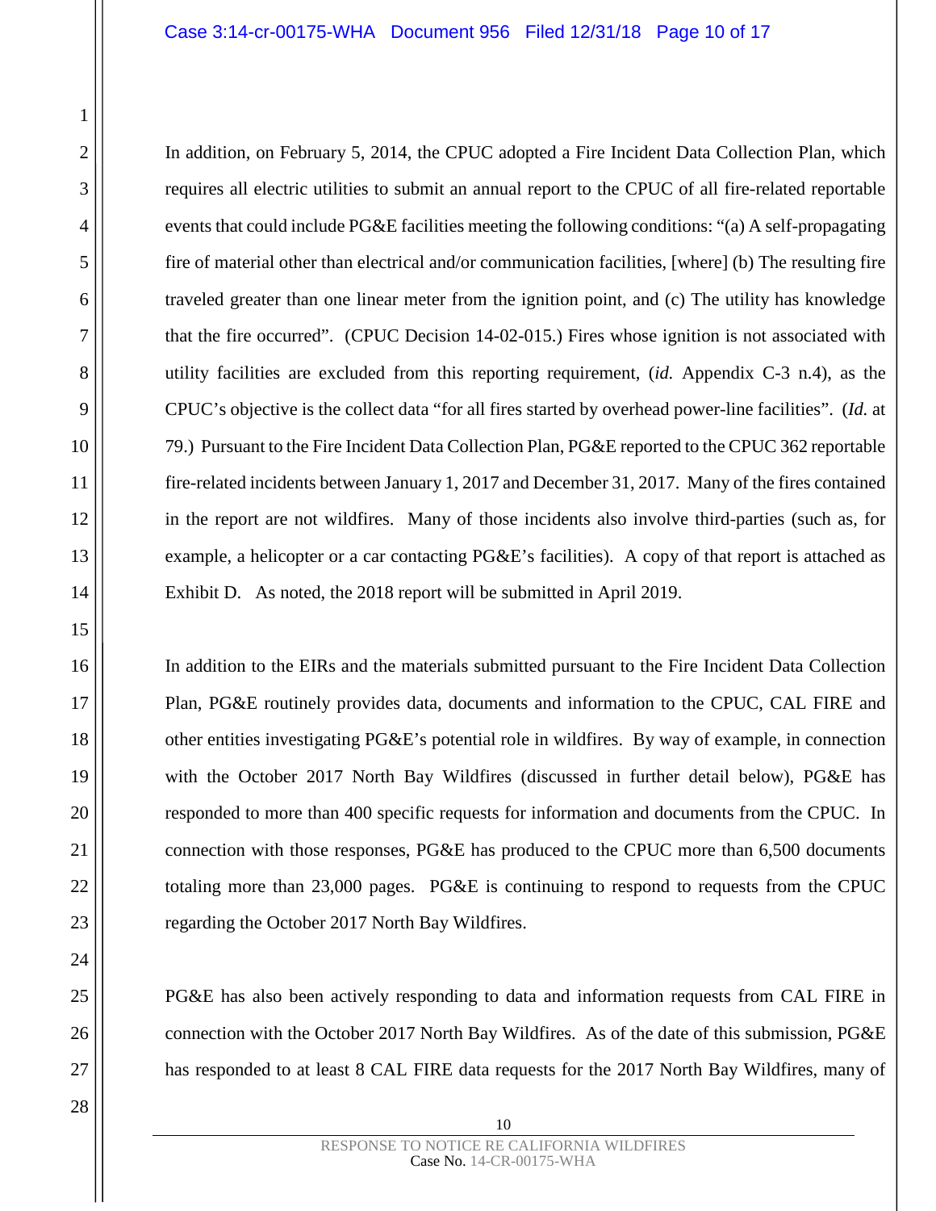In addition, on February 5, 2014, the CPUC adopted a Fire Incident Data Collection Plan, which requires all electric utilities to submit an annual report to the CPUC of all fire-related reportable events that could include PG&E facilities meeting the following conditions: "(a) A self-propagating fire of material other than electrical and/or communication facilities, [where] (b) The resulting fire traveled greater than one linear meter from the ignition point, and (c) The utility has knowledge that the fire occurred". (CPUC Decision 14-02-015.) Fires whose ignition is not associated with utility facilities are excluded from this reporting requirement, (*id.* Appendix C-3 n.4), as the CPUC's objective is the collect data "for all fires started by overhead power-line facilities". (*Id.* at 79.) Pursuant to the Fire Incident Data Collection Plan, PG&E reported to the CPUC 362 reportable fire-related incidents between January 1, 2017 and December 31, 2017. Many of the fires contained in the report are not wildfires. Many of those incidents also involve third-parties (such as, for example, a helicopter or a car contacting PG&E's facilities). A copy of that report is attached as Exhibit D. As noted, the 2018 report will be submitted in April 2019.

In addition to the EIRs and the materials submitted pursuant to the Fire Incident Data Collection Plan, PG&E routinely provides data, documents and information to the CPUC, CAL FIRE and other entities investigating PG&E's potential role in wildfires. By way of example, in connection with the October 2017 North Bay Wildfires (discussed in further detail below), PG&E has responded to more than 400 specific requests for information and documents from the CPUC. In connection with those responses, PG&E has produced to the CPUC more than 6,500 documents totaling more than 23,000 pages. PG&E is continuing to respond to requests from the CPUC regarding the October 2017 North Bay Wildfires.

PG&E has also been actively responding to data and information requests from CAL FIRE in connection with the October 2017 North Bay Wildfires. As of the date of this submission, PG&E has responded to at least 8 CAL FIRE data requests for the 2017 North Bay Wildfires, many of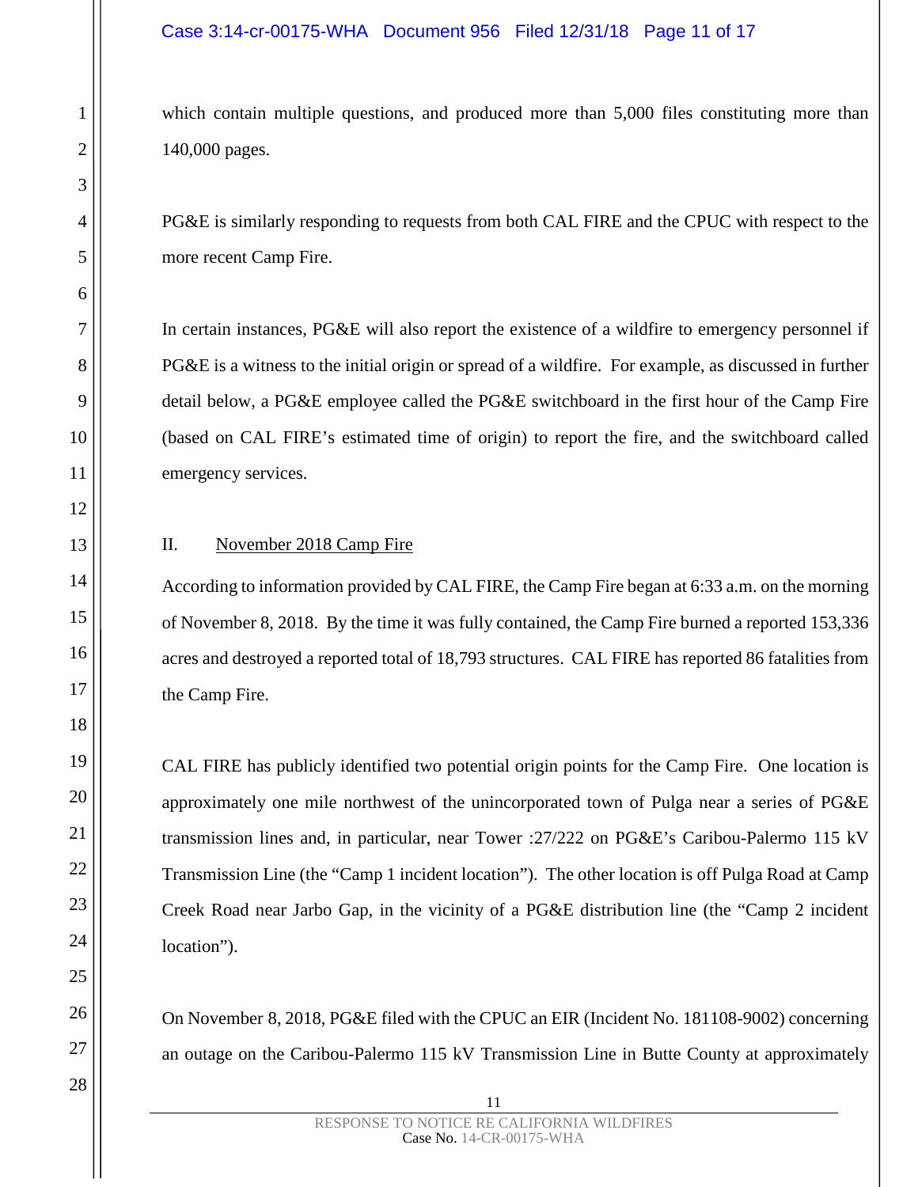which contain multiple questions, and produced more than 5,000 files constituting more than 140,000 pages.

PG&E is similarly responding to requests from both CAL FIRE and the CPUC with respect to the more recent Camp Fire.

In certain instances, PG&E will also report the existence of a wildfire to emergency personnel if PG&E is a witness to the initial origin or spread of a wildfire. For example, as discussed in further detail below, a PG&E employee called the PG&E switchboard in the first hour of the Camp Fire (based on CAL FIRE's estimated time of origin) to report the fire, and the switchboard called emergency services.

## II. November 2018 Camp Fire

According to information provided by CAL FIRE, the Camp Fire began at 6:33 a.m. on the morning of November 8, 2018. By the time it was fully contained, the Camp Fire burned a reported 153,336 acres and destroyed a reported total of 18,793 structures. CAL FIRE has reported 86 fatalities from the Camp Fire.

CAL FIRE has publicly identified two potential origin points for the Camp Fire. One location is approximately one mile northwest of the unincorporated town of Pulga near a series of PG&E transmission lines and, in particular, near Tower :27/222 on PG&E's Caribou-Palermo 115 kV Transmission Line (the "Camp 1 incident location"). The other location is off Pulga Road at Camp Creek Road near Jarbo Gap, in the vicinity of a PG&E distribution line (the "Camp 2 incident location").

On November 8, 2018, PG&E filed with the CPUC an EIR (Incident No. 181108-9002) concerning an outage on the Caribou-Palermo 115 kV Transmission Line in Butte County at approximately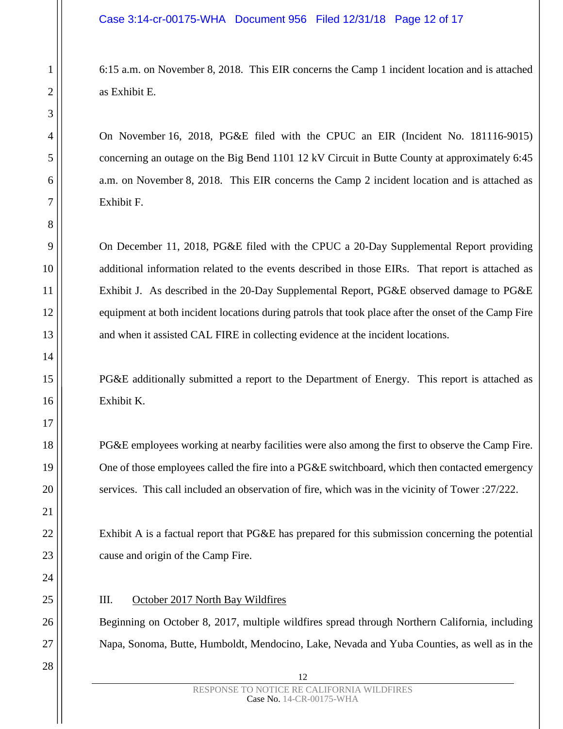6:15 a.m. on November 8, 2018. This EIR concerns the Camp 1 incident location and is attached as Exhibit E.

On November 16, 2018, PG&E filed with the CPUC an EIR (Incident No. 181116-9015) concerning an outage on the Big Bend 1101 12 kV Circuit in Butte County at approximately 6:45 a.m. on November 8, 2018. This EIR concerns the Camp 2 incident location and is attached as Exhibit F.

On December 11, 2018, PG&E filed with the CPUC a 20-Day Supplemental Report providing additional information related to the events described in those EIRs. That report is attached as Exhibit J. As described in the 20-Day Supplemental Report, PG&E observed damage to PG&E equipment at both incident locations during patrols that took place after the onset of the Camp Fire and when it assisted CAL FIRE in collecting evidence at the incident locations.

PG&E additionally submitted a report to the Department of Energy. This report is attached as Exhibit K.

PG&E employees working at nearby facilities were also among the first to observe the Camp Fire. One of those employees called the fire into a PG&E switchboard, which then contacted emergency services. This call included an observation of fire, which was in the vicinity of Tower :27/222.

Exhibit A is a factual report that PG&E has prepared for this submission concerning the potential cause and origin of the Camp Fire.

## III. October 2017 North Bay Wildfires

Beginning on October 8, 2017, multiple wildfires spread through Northern California, including Napa, Sonoma, Butte, Humboldt, Mendocino, Lake, Nevada and Yuba Counties, as well as in the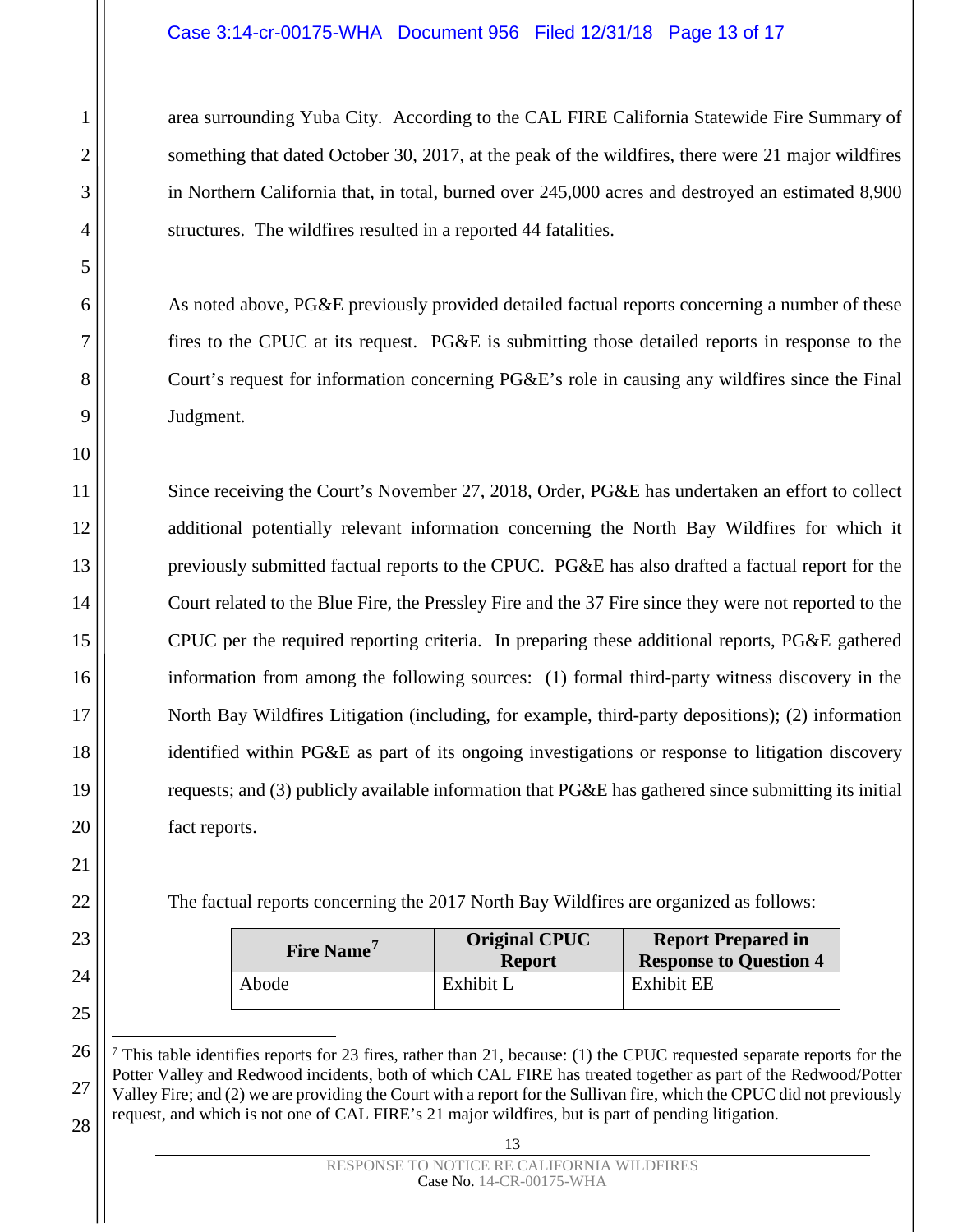area surrounding Yuba City. According to the CAL FIRE California Statewide Fire Summary of something that dated October 30, 2017, at the peak of the wildfires, there were 21 major wildfires in Northern California that, in total, burned over 245,000 acres and destroyed an estimated 8,900 structures. The wildfires resulted in a reported 44 fatalities.

As noted above, PG&E previously provided detailed factual reports concerning a number of these fires to the CPUC at its request. PG&E is submitting those detailed reports in response to the Court's request for information concerning PG&E's role in causing any wildfires since the Final Judgment.

Since receiving the Court's November 27, 2018, Order, PG&E has undertaken an effort to collect additional potentially relevant information concerning the North Bay Wildfires for which it previously submitted factual reports to the CPUC. PG&E has also drafted a factual report for the Court related to the Blue Fire, the Pressley Fire and the 37 Fire since they were not reported to the CPUC per the required reporting criteria. In preparing these additional reports, PG&E gathered information from among the following sources: (1) formal third-party witness discovery in the North Bay Wildfires Litigation (including, for example, third-party depositions); (2) information identified within PG&E as part of its ongoing investigations or response to litigation discovery requests; and (3) publicly available information that PG&E has gathered since submitting its initial fact reports.

The factual reports concerning the 2017 North Bay Wildfires are organized as follows:

| Fire Name[7] | Original CPUC Report | Report Prepared in Response to Question 4 |
|---|---|---|
| Abode | Exhibit L | Exhibit EE |

[7] This table identifies reports for 23 fires, rather than 21, because: (1) the CPUC requested separate reports for the Potter Valley and Redwood incidents, both of which CAL FIRE has treated together as part of the Redwood/Potter Valley Fire; and (2) we are providing the Court with a report for the Sullivan fire, which the CPUC did not previously request, and which is not one of CAL FIRE's 21 major wildfires, but is part of pending litigation.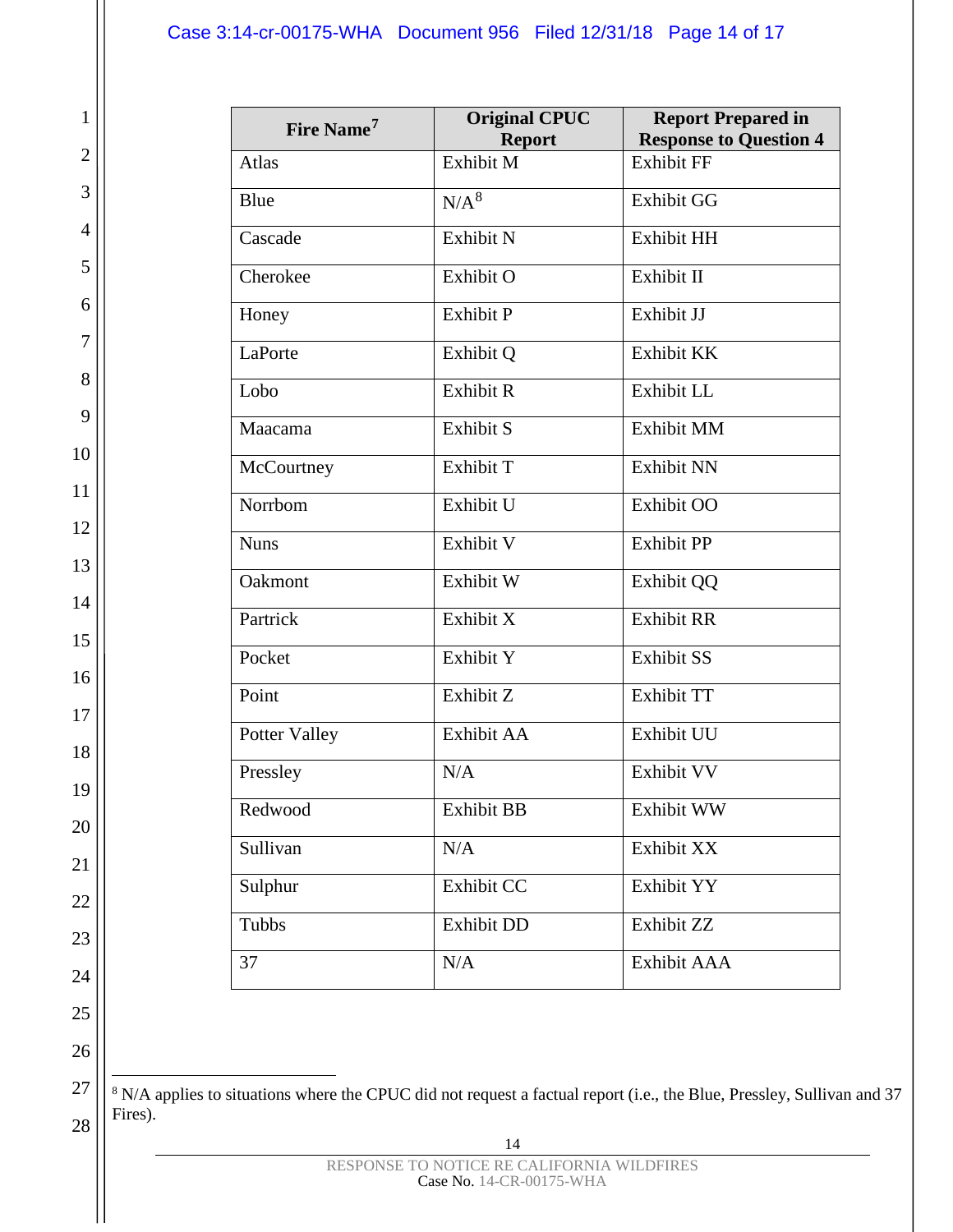| Fire Name[7] | Original CPUC Report | Report Prepared in Response to Question 4 |
|---|---|---|
| Atlas | Exhibit M | Exhibit FF |
| Blue | N/A[8] | Exhibit GG |
| Cascade | Exhibit N | Exhibit HH |
| Cherokee | Exhibit O | Exhibit II |
| Honey | Exhibit P | Exhibit JJ |
| LaPorte | Exhibit Q | Exhibit KK |
| Lobo | Exhibit R | Exhibit LL |
| Maacama | Exhibit S | Exhibit MM |
| McCourtney | Exhibit T | Exhibit NN |
| Norrbom | Exhibit U | Exhibit OO |
| Nuns | Exhibit V | Exhibit PP |
| Oakmont | Exhibit W | Exhibit QQ |
| Partrick | Exhibit X | Exhibit RR |
| Pocket | Exhibit Y | Exhibit SS |
| Point | Exhibit Z | Exhibit TT |
| Potter Valley | Exhibit AA | Exhibit UU |
| Pressley | N/A | Exhibit VV |
| Redwood | Exhibit BB | Exhibit WW |
| Sullivan | N/A | Exhibit XX |
| Sulphur | Exhibit CC | Exhibit YY |
| Tubbs | Exhibit DD | Exhibit ZZ |
| 37 | N/A | Exhibit AAA |

[8] N/A applies to situations where the CPUC did not request a factual report (i.e., the Blue, Pressley, Sullivan and 37 Fires).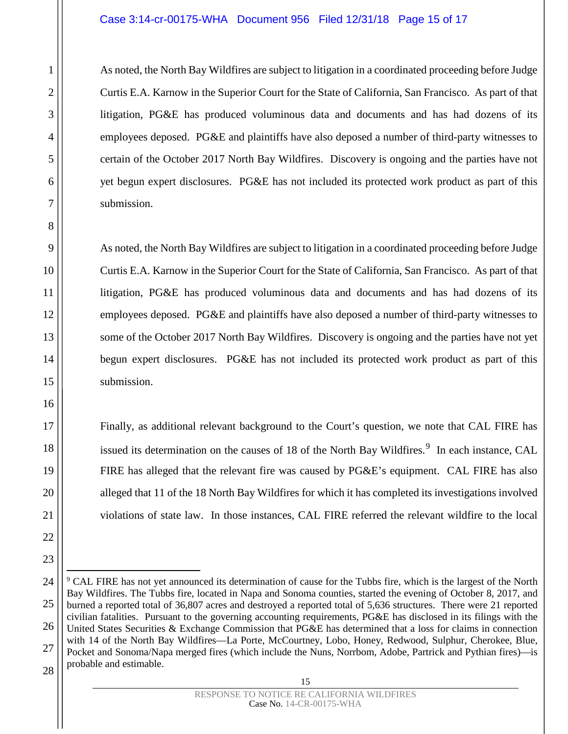As noted, the North Bay Wildfires are subject to litigation in a coordinated proceeding before Judge Curtis E.A. Karnow in the Superior Court for the State of California, San Francisco. As part of that litigation, PG&E has produced voluminous data and documents and has had dozens of its employees deposed. PG&E and plaintiffs have also deposed a number of third-party witnesses to certain of the October 2017 North Bay Wildfires. Discovery is ongoing and the parties have not yet begun expert disclosures. PG&E has not included its protected work product as part of this submission.

As noted, the North Bay Wildfires are subject to litigation in a coordinated proceeding before Judge Curtis E.A. Karnow in the Superior Court for the State of California, San Francisco. As part of that litigation, PG&E has produced voluminous data and documents and has had dozens of its employees deposed. PG&E and plaintiffs have also deposed a number of third-party witnesses to some of the October 2017 North Bay Wildfires. Discovery is ongoing and the parties have not yet begun expert disclosures. PG&E has not included its protected work product as part of this submission.

Finally, as additional relevant background to the Court's question, we note that CAL FIRE has issued its determination on the causes of 18 of the North Bay Wildfires.[9] In each instance, CAL FIRE has alleged that the relevant fire was caused by PG&E's equipment. CAL FIRE has also alleged that 11 of the 18 North Bay Wildfires for which it has completed its investigations involved violations of state law. In those instances, CAL FIRE referred the relevant wildfire to the local

---

[9] CAL FIRE has not yet announced its determination of cause for the Tubbs fire, which is the largest of the North Bay Wildfires. The Tubbs fire, located in Napa and Sonoma counties, started the evening of October 8, 2017, and burned a reported total of 36,807 acres and destroyed a reported total of 5,636 structures. There were 21 reported civilian fatalities. Pursuant to the governing accounting requirements, PG&E has disclosed in its filings with the United States Securities & Exchange Commission that PG&E has determined that a loss for claims in connection with 14 of the North Bay Wildfires—La Porte, McCourtney, Lobo, Honey, Redwood, Sulphur, Cherokee, Blue, Pocket and Sonoma/Napa merged fires (which include the Nuns, Norrbom, Adobe, Partrick and Pythian fires)—is probable and estimable.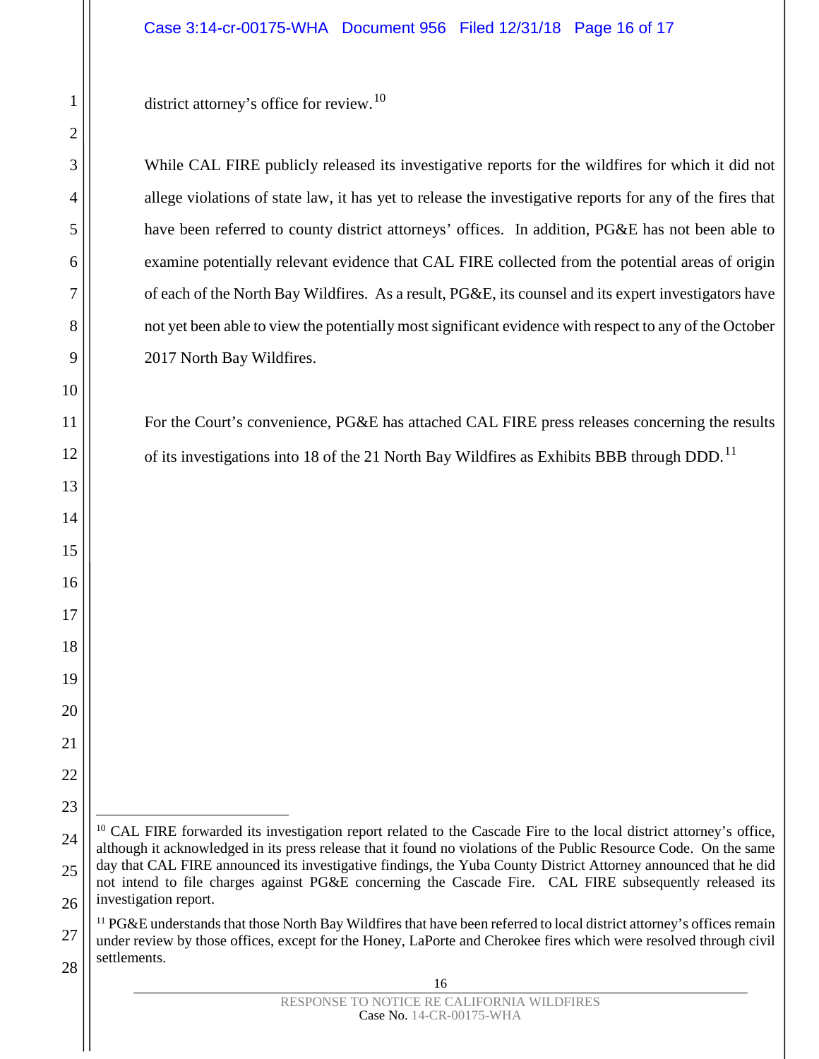district attorney's office for review.[10]

While CAL FIRE publicly released its investigative reports for the wildfires for which it did not allege violations of state law, it has yet to release the investigative reports for any of the fires that have been referred to county district attorneys' offices. In addition, PG&E has not been able to examine potentially relevant evidence that CAL FIRE collected from the potential areas of origin of each of the North Bay Wildfires. As a result, PG&E, its counsel and its expert investigators have not yet been able to view the potentially most significant evidence with respect to any of the October 2017 North Bay Wildfires.

For the Court's convenience, PG&E has attached CAL FIRE press releases concerning the results of its investigations into 18 of the 21 North Bay Wildfires as Exhibits BBB through DDD.[11]

---

[10] CAL FIRE forwarded its investigation report related to the Cascade Fire to the local district attorney's office, although it acknowledged in its press release that it found no violations of the Public Resource Code. On the same day that CAL FIRE announced its investigative findings, the Yuba County District Attorney announced that he did not intend to file charges against PG&E concerning the Cascade Fire. CAL FIRE subsequently released its investigation report.

[11] PG&E understands that those North Bay Wildfires that have been referred to local district attorney's offices remain under review by those offices, except for the Honey, LaPorte and Cherokee fires which were resolved through civil settlements.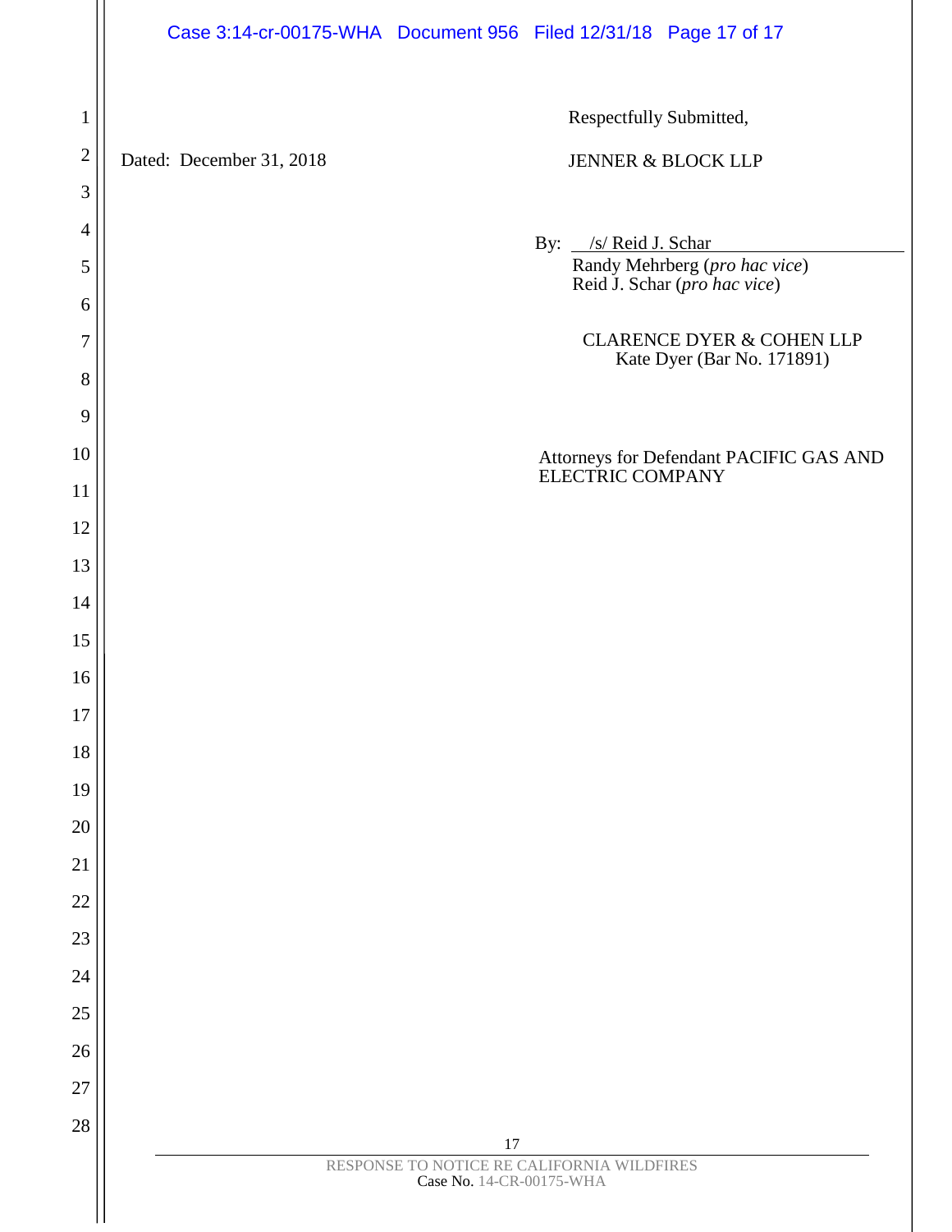Respectfully Submitted,

Dated: December 31, 2018

JENNER & BLOCK LLP

By: /s/ Reid J. Schar
Randy Mehrberg (*pro hac vice*)
Reid J. Schar (*pro hac vice*)

CLARENCE DYER & COHEN LLP
Kate Dyer (Bar No. 171891)

Attorneys for Defendant PACIFIC GAS AND ELECTRIC COMPANY

RESPONSE TO NOTICE RE CALIFORNIA WILDFIRES
Case No. 14-CR-00175-WHA